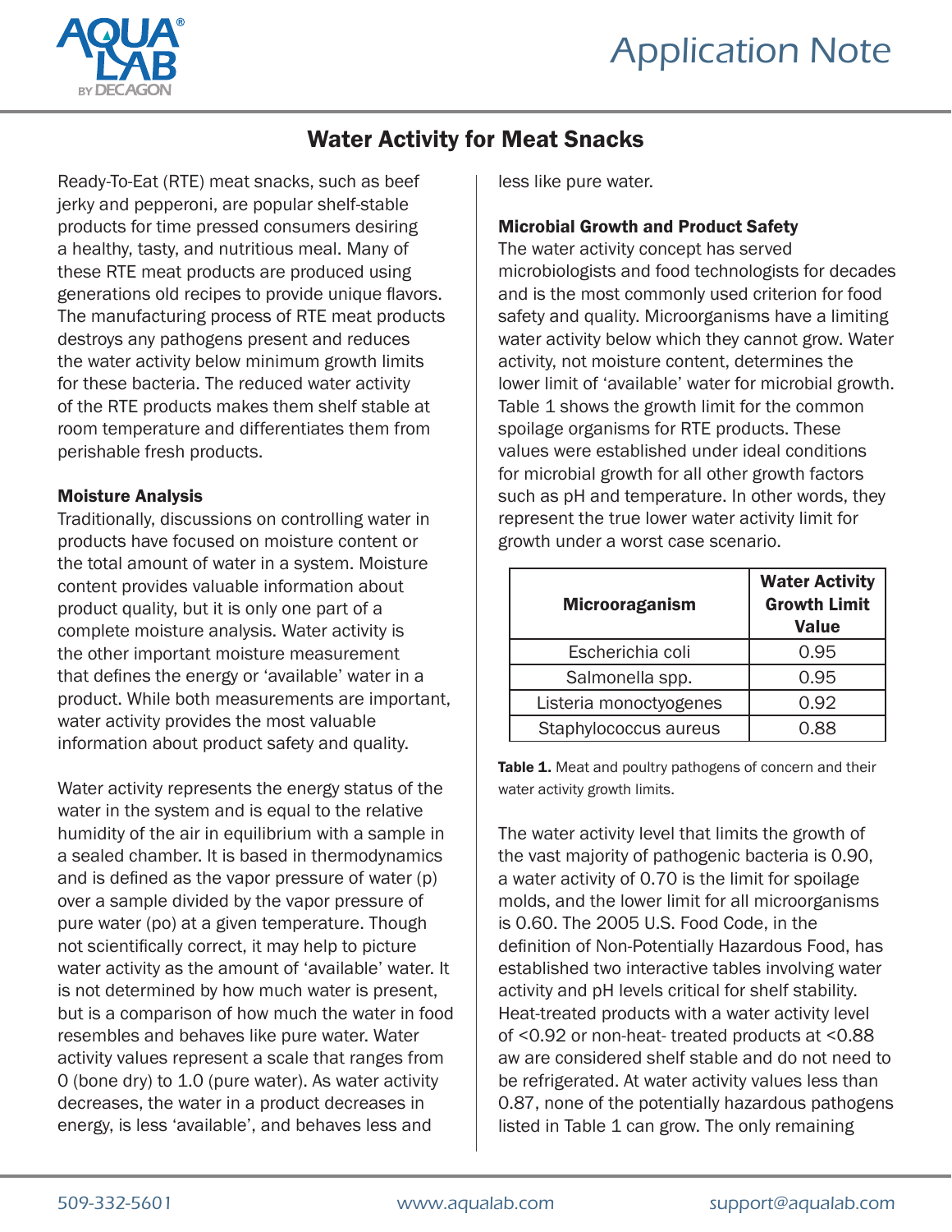# Water Activity for Meat Snacks

Ready-To-Eat (RTE) meat snacks, such as beef jerky and pepperoni, are popular shelf-stable products for time pressed consumers desiring a healthy, tasty, and nutritious meal. Many of these RTE meat products are produced using generations old recipes to provide unique flavors. The manufacturing process of RTE meat products destroys any pathogens present and reduces the water activity below minimum growth limits for these bacteria. The reduced water activity of the RTE products makes them shelf stable at room temperature and differentiates them from perishable fresh products.

### Moisture Analysis

Traditionally, discussions on controlling water in products have focused on moisture content or the total amount of water in a system. Moisture content provides valuable information about product quality, but it is only one part of a complete moisture analysis. Water activity is the other important moisture measurement that defines the energy or 'available' water in a product. While both measurements are important, water activity provides the most valuable information about product safety and quality.

Water activity represents the energy status of the water in the system and is equal to the relative humidity of the air in equilibrium with a sample in a sealed chamber. It is based in thermodynamics and is defined as the vapor pressure of water (p) over a sample divided by the vapor pressure of pure water (po) at a given temperature. Though not scientifically correct, it may help to picture water activity as the amount of 'available' water. It is not determined by how much water is present, but is a comparison of how much the water in food resembles and behaves like pure water. Water activity values represent a scale that ranges from 0 (bone dry) to 1.0 (pure water). As water activity decreases, the water in a product decreases in energy, is less 'available', and behaves less and less like pure water.

### Microbial Growth and Product Safety

The water activity concept has served microbiologists and food technologists for decades and is the most commonly used criterion for food safety and quality. Microorganisms have a limiting water activity below which they cannot grow. Water activity, not moisture content, determines the lower limit of 'available' water for microbial growth. Table 1 shows the growth limit for the common spoilage organisms for RTE products. These values were established under ideal conditions for microbial growth for all other growth factors such as pH and temperature. In other words, they represent the true lower water activity limit for growth under a worst case scenario.

| Microoraganism | Water Activity Growth Limit Value |
|---|---|
| Escherichia coli | 0.95 |
| Salmonella spp. | 0.95 |
| Listeria monoctyogenes | 0.92 |
| Staphylococcus aureus | 0.88 |

**Table 1.** Meat and poultry pathogens of concern and their water activity growth limits.

The water activity level that limits the growth of the vast majority of pathogenic bacteria is 0.90, a water activity of 0.70 is the limit for spoilage molds, and the lower limit for all microorganisms is 0.60. The 2005 U.S. Food Code, in the definition of Non-Potentially Hazardous Food, has established two interactive tables involving water activity and pH levels critical for shelf stability. Heat-treated products with a water activity level of <0.92 or non-heat- treated products at <0.88 aw are considered shelf stable and do not need to be refrigerated. At water activity values less than 0.87, none of the potentially hazardous pathogens listed in Table 1 can grow. The only remaining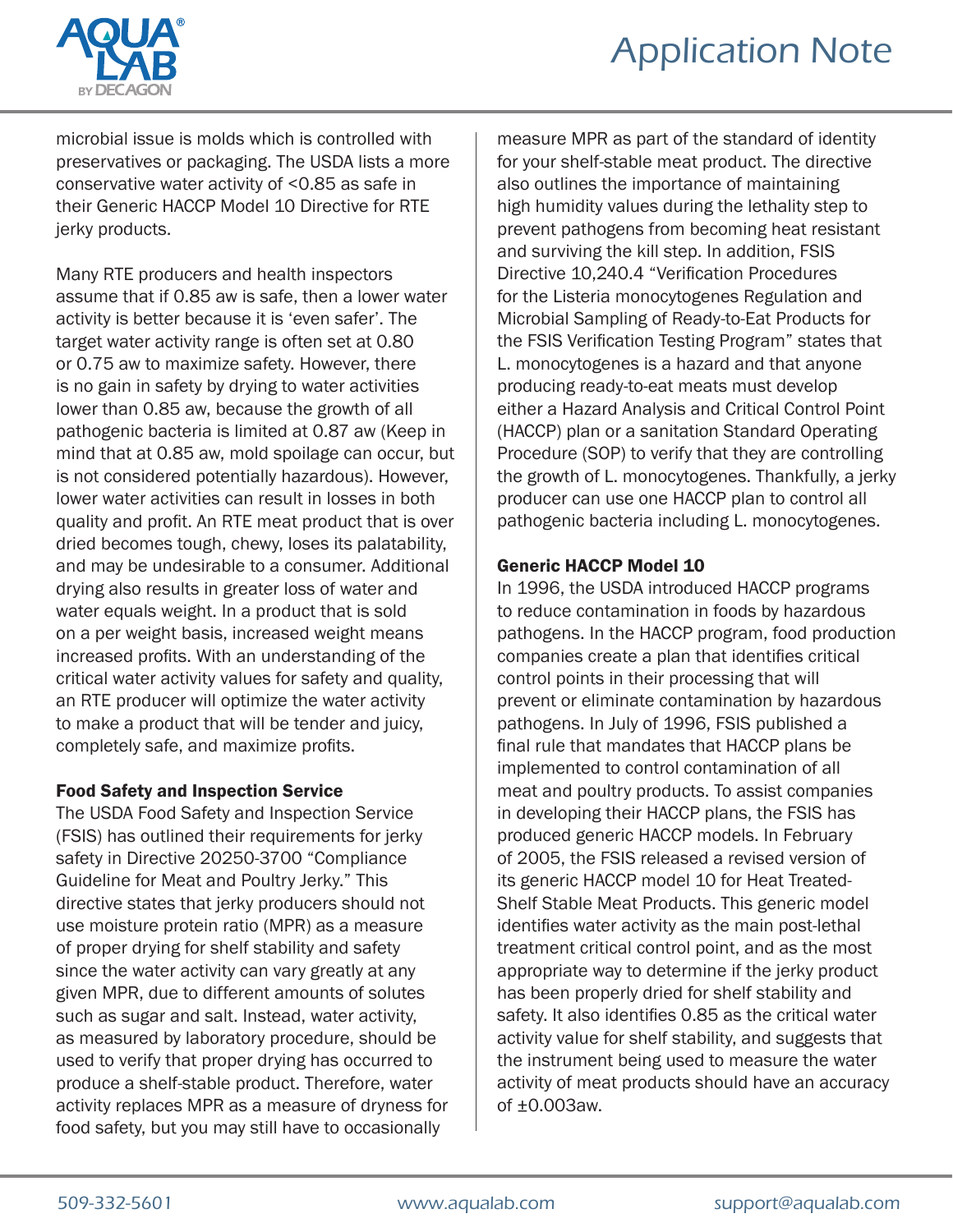microbial issue is molds which is controlled with preservatives or packaging. The USDA lists a more conservative water activity of <0.85 as safe in their Generic HACCP Model 10 Directive for RTE jerky products.

Many RTE producers and health inspectors assume that if 0.85 aw is safe, then a lower water activity is better because it is 'even safer'. The target water activity range is often set at 0.80 or 0.75 aw to maximize safety. However, there is no gain in safety by drying to water activities lower than 0.85 aw, because the growth of all pathogenic bacteria is limited at 0.87 aw (Keep in mind that at 0.85 aw, mold spoilage can occur, but is not considered potentially hazardous). However, lower water activities can result in losses in both quality and profit. An RTE meat product that is over dried becomes tough, chewy, loses its palatability, and may be undesirable to a consumer. Additional drying also results in greater loss of water and water equals weight. In a product that is sold on a per weight basis, increased weight means increased profits. With an understanding of the critical water activity values for safety and quality, an RTE producer will optimize the water activity to make a product that will be tender and juicy, completely safe, and maximize profits.

**Food Safety and Inspection Service**

The USDA Food Safety and Inspection Service (FSIS) has outlined their requirements for jerky safety in Directive 20250-3700 "Compliance Guideline for Meat and Poultry Jerky." This directive states that jerky producers should not use moisture protein ratio (MPR) as a measure of proper drying for shelf stability and safety since the water activity can vary greatly at any given MPR, due to different amounts of solutes such as sugar and salt. Instead, water activity, as measured by laboratory procedure, should be used to verify that proper drying has occurred to produce a shelf-stable product. Therefore, water activity replaces MPR as a measure of dryness for food safety, but you may still have to occasionally measure MPR as part of the standard of identity for your shelf-stable meat product. The directive also outlines the importance of maintaining high humidity values during the lethality step to prevent pathogens from becoming heat resistant and surviving the kill step. In addition, FSIS Directive 10,240.4 "Verification Procedures for the Listeria monocytogenes Regulation and Microbial Sampling of Ready-to-Eat Products for the FSIS Verification Testing Program" states that L. monocytogenes is a hazard and that anyone producing ready-to-eat meats must develop either a Hazard Analysis and Critical Control Point (HACCP) plan or a sanitation Standard Operating Procedure (SOP) to verify that they are controlling the growth of L. monocytogenes. Thankfully, a jerky producer can use one HACCP plan to control all pathogenic bacteria including L. monocytogenes.

**Generic HACCP Model 10**

In 1996, the USDA introduced HACCP programs to reduce contamination in foods by hazardous pathogens. In the HACCP program, food production companies create a plan that identifies critical control points in their processing that will prevent or eliminate contamination by hazardous pathogens. In July of 1996, FSIS published a final rule that mandates that HACCP plans be implemented to control contamination of all meat and poultry products. To assist companies in developing their HACCP plans, the FSIS has produced generic HACCP models. In February of 2005, the FSIS released a revised version of its generic HACCP model 10 for Heat Treated-Shelf Stable Meat Products. This generic model identifies water activity as the main post-lethal treatment critical control point, and as the most appropriate way to determine if the jerky product has been properly dried for shelf stability and safety. It also identifies 0.85 as the critical water activity value for shelf stability, and suggests that the instrument being used to measure the water activity of meat products should have an accuracy of ±0.003aw.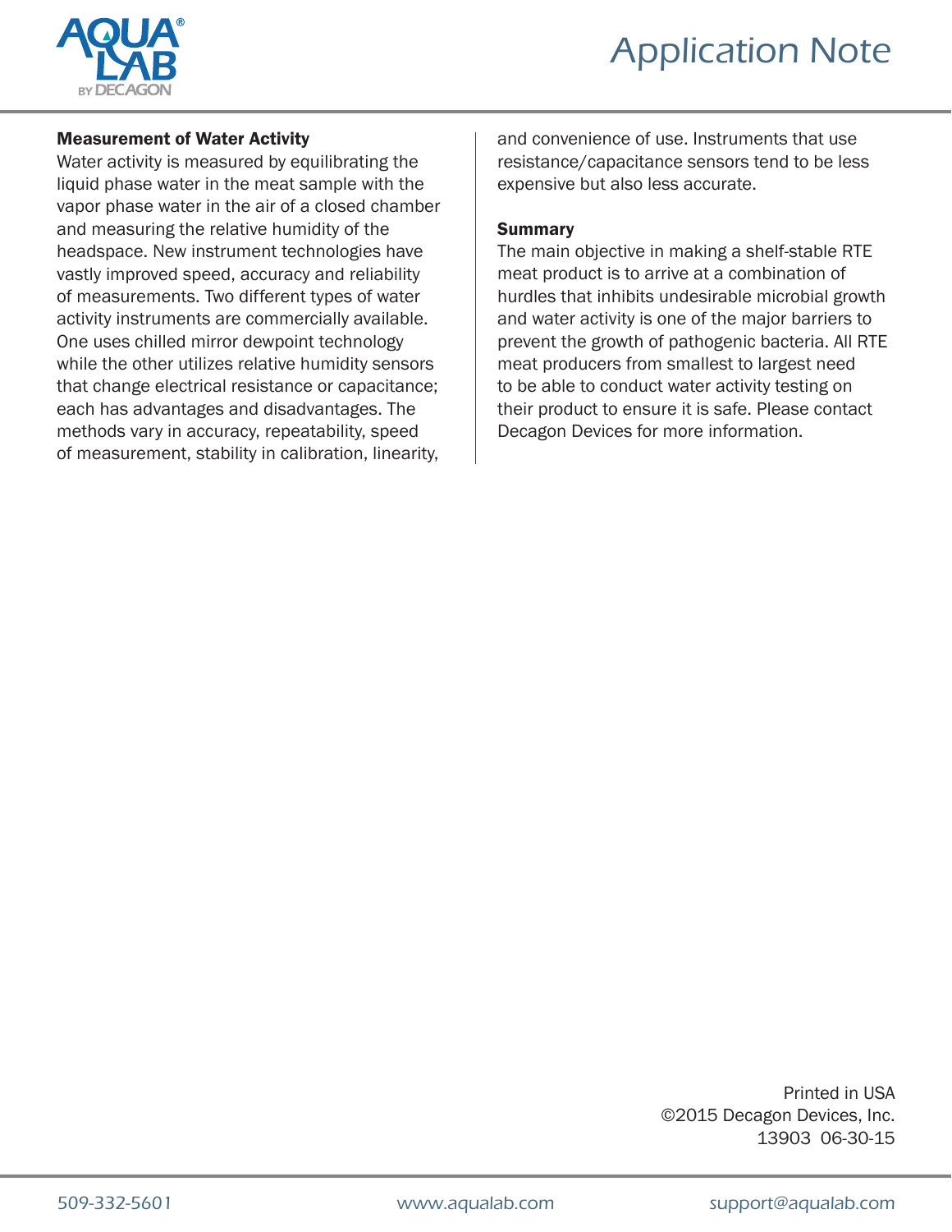### Measurement of Water Activity

Water activity is measured by equilibrating the liquid phase water in the meat sample with the vapor phase water in the air of a closed chamber and measuring the relative humidity of the headspace. New instrument technologies have vastly improved speed, accuracy and reliability of measurements. Two different types of water activity instruments are commercially available. One uses chilled mirror dewpoint technology while the other utilizes relative humidity sensors that change electrical resistance or capacitance; each has advantages and disadvantages. The methods vary in accuracy, repeatability, speed of measurement, stability in calibration, linearity, and convenience of use. Instruments that use resistance/capacitance sensors tend to be less expensive but also less accurate.

### Summary

The main objective in making a shelf-stable RTE meat product is to arrive at a combination of hurdles that inhibits undesirable microbial growth and water activity is one of the major barriers to prevent the growth of pathogenic bacteria. All RTE meat producers from smallest to largest need to be able to conduct water activity testing on their product to ensure it is safe. Please contact Decagon Devices for more information.

Printed in USA
©2015 Decagon Devices, Inc.
13903 06-30-15